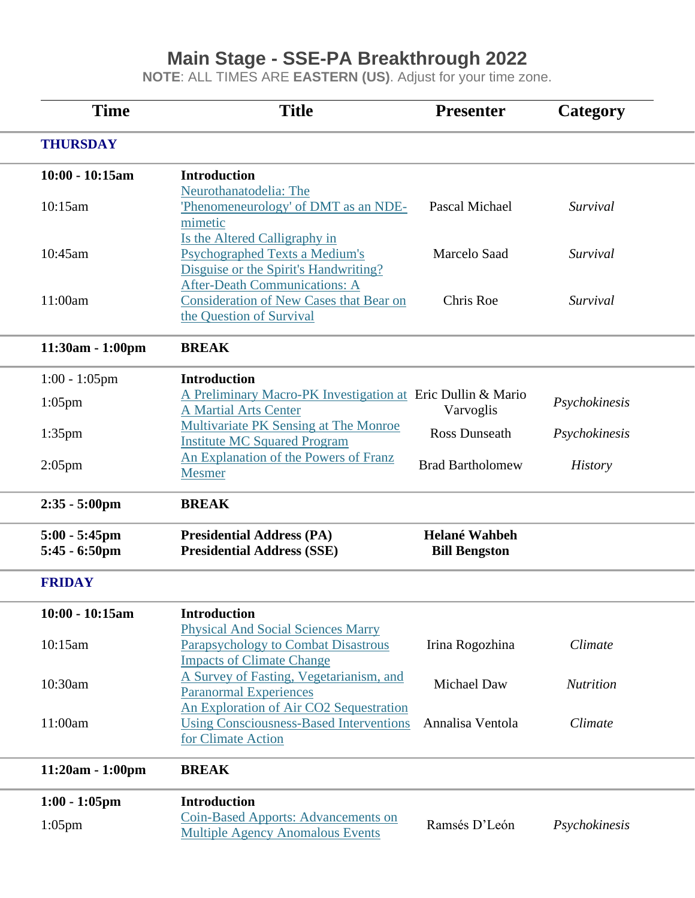# Main Stage - SSE-PA Breakthrough 2022

**NOTE**: ALL TIMES ARE **EASTERN (US)**. Adjust for your time zone.

| Time | Title | Presenter | Category |
|---|---|---|---|
| **THURSDAY** | | | |
| **10:00 - 10:15am** | **Introduction** | | |
| 10:15am | Neurothanatodelia: The 'Phenomeneurology' of DMT as an NDE-mimetic | Pascal Michael | *Survival* |
| 10:45am | Is the Altered Calligraphy in Psychographed Texts a Medium's Disguise or the Spirit's Handwriting? | Marcelo Saad | *Survival* |
| 11:00am | After-Death Communications: A Consideration of New Cases that Bear on the Question of Survival | Chris Roe | *Survival* |
| **11:30am - 1:00pm** | **BREAK** | | |
| 1:00 - 1:05pm | **Introduction** | | |
| 1:05pm | A Preliminary Macro-PK Investigation at A Martial Arts Center | Eric Dullin & Mario Varvoglis | *Psychokinesis* |
| 1:35pm | Multivariate PK Sensing at The Monroe Institute MC Squared Program | Ross Dunseath | *Psychokinesis* |
| 2:05pm | An Explanation of the Powers of Franz Mesmer | Brad Bartholomew | *History* |
| **2:35 - 5:00pm** | **BREAK** | | |
| **5:00 - 5:45pm** | **Presidential Address (PA)** | **Helané Wahbeh** | |
| **5:45 - 6:50pm** | **Presidential Address (SSE)** | **Bill Bengston** | |
| **FRIDAY** | | | |
| **10:00 - 10:15am** | **Introduction** | | |
| 10:15am | Physical And Social Sciences Marry Parapsychology to Combat Disastrous Impacts of Climate Change | Irina Rogozhina | *Climate* |
| 10:30am | A Survey of Fasting, Vegetarianism, and Paranormal Experiences | Michael Daw | *Nutrition* |
| 11:00am | An Exploration of Air CO2 Sequestration Using Consciousness-Based Interventions for Climate Action | Annalisa Ventola | *Climate* |
| **11:20am - 1:00pm** | **BREAK** | | |
| **1:00 - 1:05pm** | **Introduction** | | |
| 1:05pm | Coin-Based Apports: Advancements on Multiple Agency Anomalous Events | Ramsés D'León | *Psychokinesis* |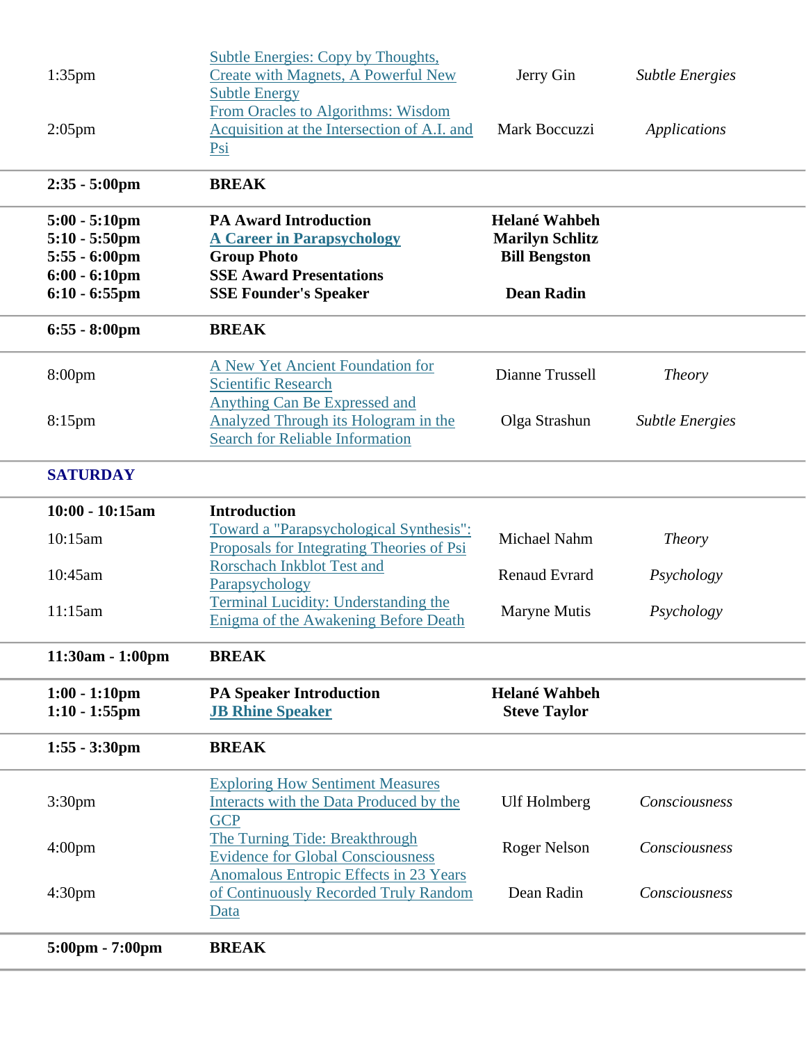| | | | |
|---|---|---|---|
| 1:35pm | Subtle Energies: Copy by Thoughts, Create with Magnets, A Powerful New Subtle Energy | Jerry Gin | *Subtle Energies* |
| 2:05pm | From Oracles to Algorithms: Wisdom Acquisition at the Intersection of A.I. and Psi | Mark Boccuzzi | *Applications* |
| **2:35 - 5:00pm** | **BREAK** | | |
| **5:00 - 5:10pm** | **PA Award Introduction** | **Helané Wahbeh** | |
| **5:10 - 5:50pm** | **A Career in Parapsychology** | **Marilyn Schlitz** | |
| **5:55 - 6:00pm** | **Group Photo** | **Bill Bengston** | |
| **6:00 - 6:10pm** | **SSE Award Presentations** | | |
| **6:10 - 6:55pm** | **SSE Founder's Speaker** | **Dean Radin** | |
| **6:55 - 8:00pm** | **BREAK** | | |
| 8:00pm | A New Yet Ancient Foundation for Scientific Research | Dianne Trussell | *Theory* |
| 8:15pm | Anything Can Be Expressed and Analyzed Through its Hologram in the Search for Reliable Information | Olga Strashun | *Subtle Energies* |
| **SATURDAY** | | | |
| **10:00 - 10:15am** | **Introduction** | | |
| 10:15am | Toward a "Parapsychological Synthesis": Proposals for Integrating Theories of Psi | Michael Nahm | *Theory* |
| 10:45am | Rorschach Inkblot Test and Parapsychology | Renaud Evrard | *Psychology* |
| 11:15am | Terminal Lucidity: Understanding the Enigma of the Awakening Before Death | Maryne Mutis | *Psychology* |
| **11:30am - 1:00pm** | **BREAK** | | |
| **1:00 - 1:10pm** | **PA Speaker Introduction** | **Helané Wahbeh** | |
| **1:10 - 1:55pm** | **JB Rhine Speaker** | **Steve Taylor** | |
| **1:55 - 3:30pm** | **BREAK** | | |
| 3:30pm | Exploring How Sentiment Measures Interacts with the Data Produced by the GCP | Ulf Holmberg | *Consciousness* |
| 4:00pm | The Turning Tide: Breakthrough Evidence for Global Consciousness | Roger Nelson | *Consciousness* |
| 4:30pm | Anomalous Entropic Effects in 23 Years of Continuously Recorded Truly Random Data | Dean Radin | *Consciousness* |
| **5:00pm - 7:00pm** | **BREAK** | | |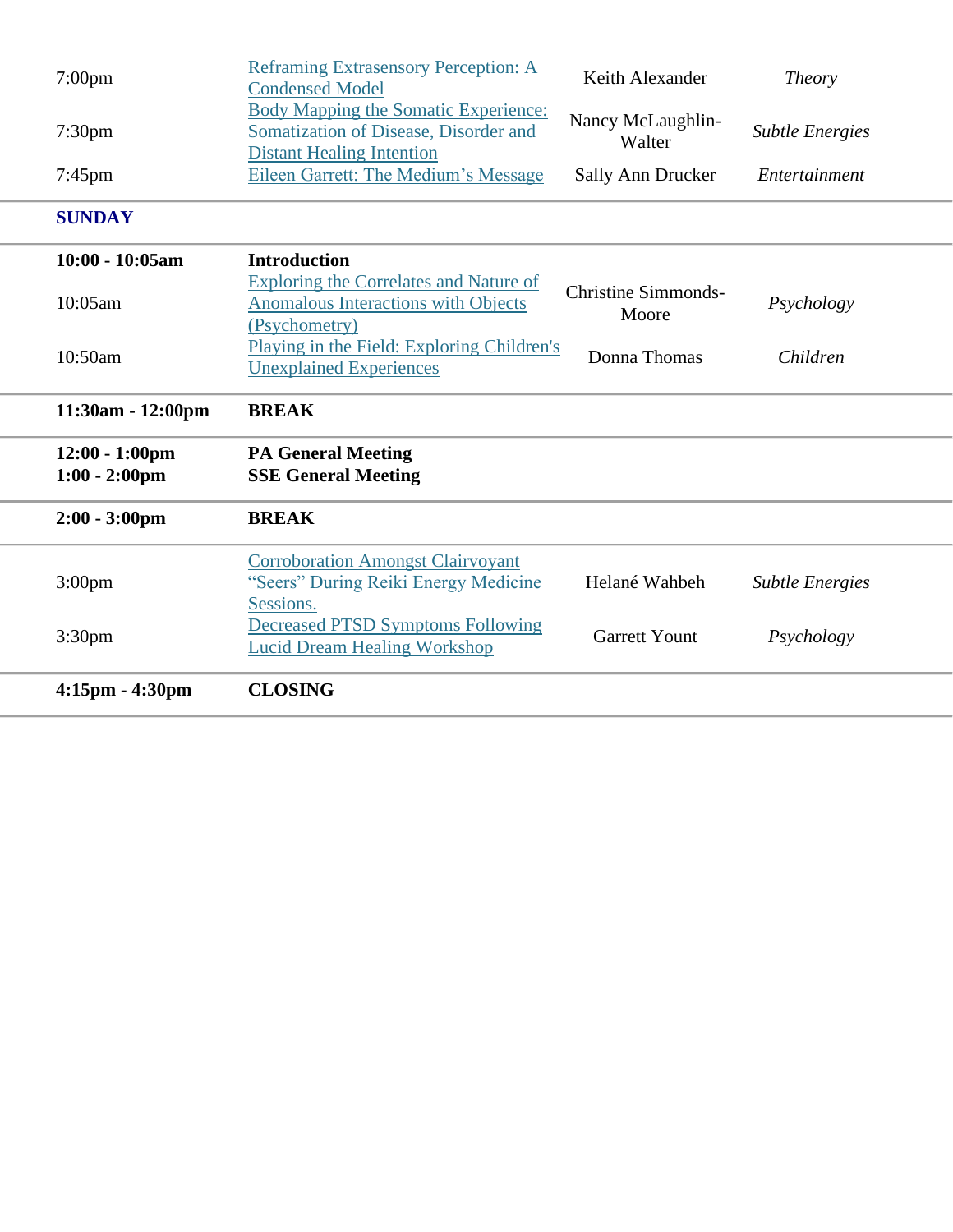| | | | |
|---|---|---|---|
| 7:00pm | Reframing Extrasensory Perception: A Condensed Model | Keith Alexander | *Theory* |
| 7:30pm | Body Mapping the Somatic Experience: Somatization of Disease, Disorder and Distant Healing Intention | Nancy McLaughlin-Walter | *Subtle Energies* |
| 7:45pm | Eileen Garrett: The Medium's Message | Sally Ann Drucker | *Entertainment* |

## SUNDAY

| | | | |
|---|---|---|---|
| **10:00 - 10:05am** | **Introduction** | | |
| 10:05am | Exploring the Correlates and Nature of Anomalous Interactions with Objects (Psychometry) | Christine Simmonds-Moore | *Psychology* |
| 10:50am | Playing in the Field: Exploring Children's Unexplained Experiences | Donna Thomas | *Children* |
| **11:30am - 12:00pm** | **BREAK** | | |
| **12:00 - 1:00pm** | **PA General Meeting** | | |
| **1:00 - 2:00pm** | **SSE General Meeting** | | |
| **2:00 - 3:00pm** | **BREAK** | | |
| 3:00pm | Corroboration Amongst Clairvoyant "Seers" During Reiki Energy Medicine Sessions. | Helané Wahbeh | *Subtle Energies* |
| 3:30pm | Decreased PTSD Symptoms Following Lucid Dream Healing Workshop | Garrett Yount | *Psychology* |
| **4:15pm - 4:30pm** | **CLOSING** | | |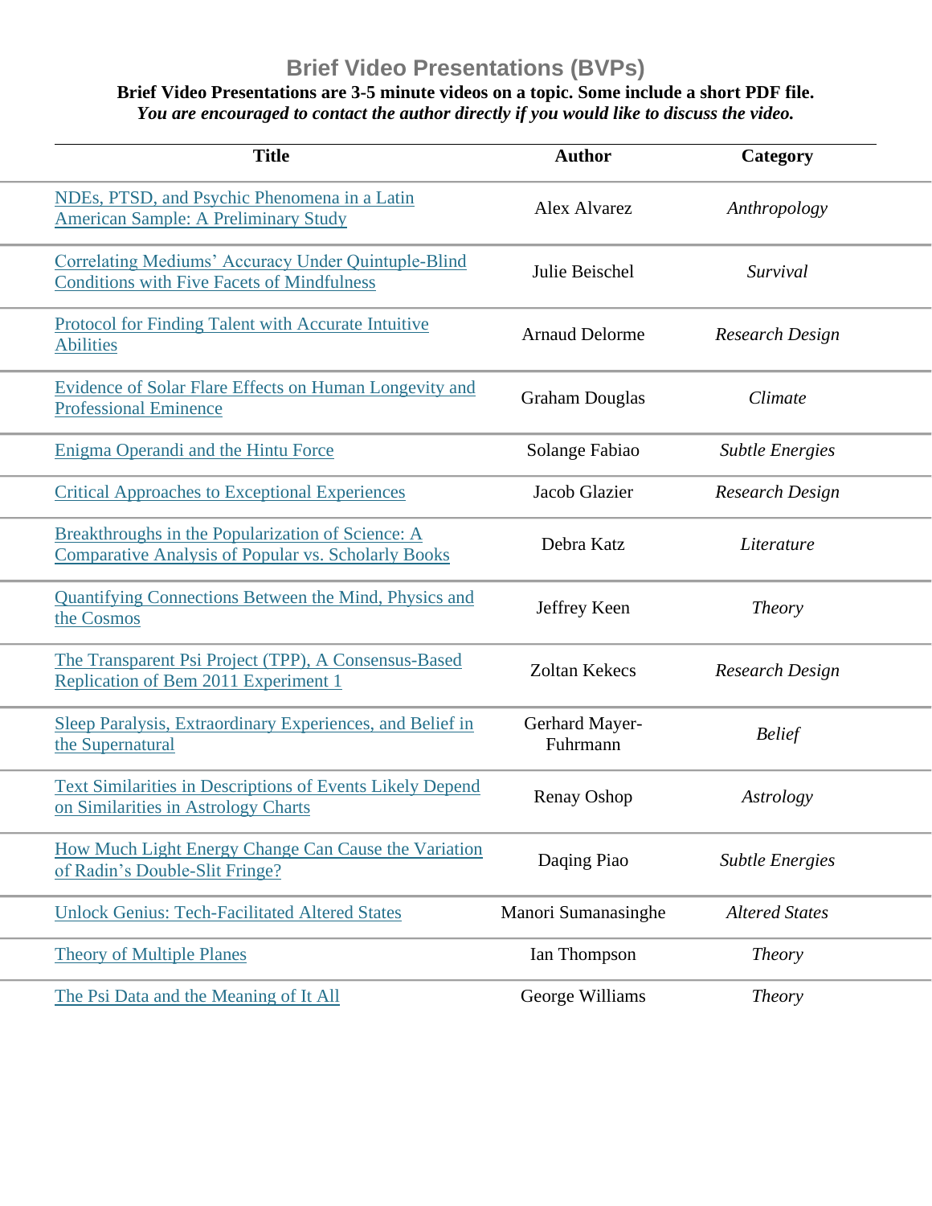# Brief Video Presentations (BVPs)

**Brief Video Presentations are 3-5 minute videos on a topic. Some include a short PDF file.**
***You are encouraged to contact the author directly if you would like to discuss the video.***

| Title | Author | Category |
|---|---|---|
| NDEs, PTSD, and Psychic Phenomena in a Latin American Sample: A Preliminary Study | Alex Alvarez | *Anthropology* |
| Correlating Mediums' Accuracy Under Quintuple-Blind Conditions with Five Facets of Mindfulness | Julie Beischel | *Survival* |
| Protocol for Finding Talent with Accurate Intuitive Abilities | Arnaud Delorme | *Research Design* |
| Evidence of Solar Flare Effects on Human Longevity and Professional Eminence | Graham Douglas | *Climate* |
| Enigma Operandi and the Hintu Force | Solange Fabiao | *Subtle Energies* |
| Critical Approaches to Exceptional Experiences | Jacob Glazier | *Research Design* |
| Breakthroughs in the Popularization of Science: A Comparative Analysis of Popular vs. Scholarly Books | Debra Katz | *Literature* |
| Quantifying Connections Between the Mind, Physics and the Cosmos | Jeffrey Keen | *Theory* |
| The Transparent Psi Project (TPP), A Consensus-Based Replication of Bem 2011 Experiment 1 | Zoltan Kekecs | *Research Design* |
| Sleep Paralysis, Extraordinary Experiences, and Belief in the Supernatural | Gerhard Mayer-Fuhrmann | *Belief* |
| Text Similarities in Descriptions of Events Likely Depend on Similarities in Astrology Charts | Renay Oshop | *Astrology* |
| How Much Light Energy Change Can Cause the Variation of Radin's Double-Slit Fringe? | Daqing Piao | *Subtle Energies* |
| Unlock Genius: Tech-Facilitated Altered States | Manori Sumanasinghe | *Altered States* |
| Theory of Multiple Planes | Ian Thompson | *Theory* |
| The Psi Data and the Meaning of It All | George Williams | *Theory* |